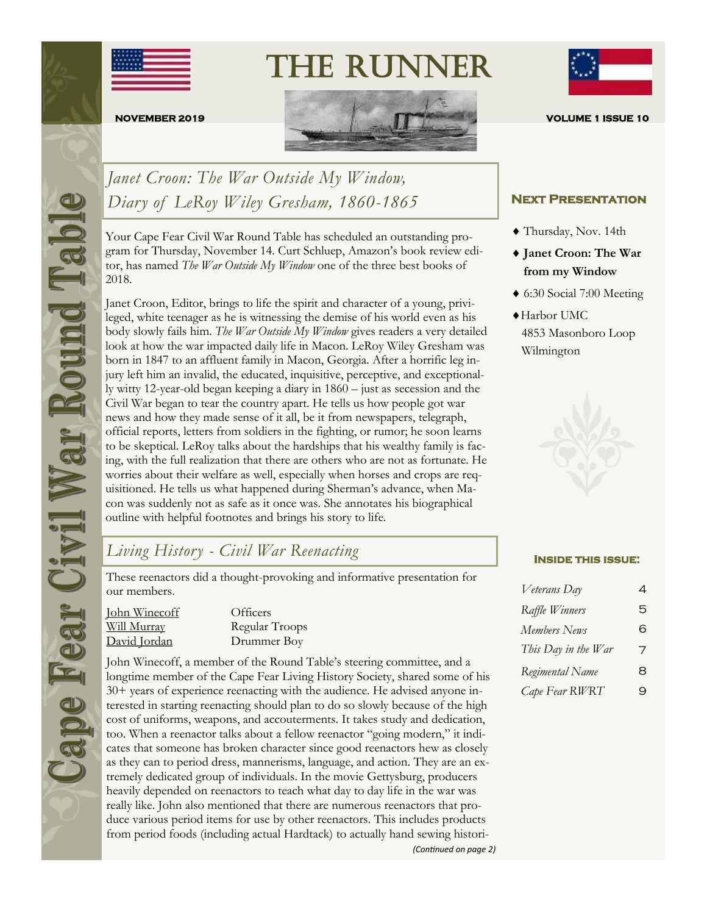# THE RUNNER

NOVEMBER 2019 — VOLUME 1 ISSUE 10

Cape Fear Civil War Round Table

## *Janet Croon: The War Outside My Window, Diary of LeRoy Wiley Gresham, 1860-1865*

Your Cape Fear Civil War Round Table has scheduled an outstanding program for Thursday, November 14. Curt Schluep, Amazon's book review editor, has named *The War Outside My Window* one of the three best books of 2018.

Janet Croon, Editor, brings to life the spirit and character of a young, privileged, white teenager as he is witnessing the demise of his world even as his body slowly fails him. *The War Outside My Window* gives readers a very detailed look at how the war impacted daily life in Macon. LeRoy Wiley Gresham was born in 1847 to an affluent family in Macon, Georgia. After a horrific leg injury left him an invalid, the educated, inquisitive, perceptive, and exceptionally witty 12-year-old began keeping a diary in 1860 – just as secession and the Civil War began to tear the country apart. He tells us how people got war news and how they made sense of it all, be it from newspapers, telegraph, official reports, letters from soldiers in the fighting, or rumor; he soon learns to be skeptical. LeRoy talks about the hardships that his wealthy family is facing, with the full realization that there are others who are not as fortunate. He worries about their welfare as well, especially when horses and crops are requisitioned. He tells us what happened during Sherman's advance, when Macon was suddenly not as safe as it once was. She annotates his biographical outline with helpful footnotes and brings his story to life.

## *Living History - Civil War Reenacting*

These reenactors did a thought-provoking and informative presentation for our members.

| | |
|---|---|
| John Winecoff | Officers |
| Will Murray | Regular Troops |
| David Jordan | Drummer Boy |

John Winecoff, a member of the Round Table's steering committee, and a longtime member of the Cape Fear Living History Society, shared some of his 30+ years of experience reenacting with the audience. He advised anyone interested in starting reenacting should plan to do so slowly because of the high cost of uniforms, weapons, and accouterments. It takes study and dedication, too. When a reenactor talks about a fellow reenactor "going modern," it indicates that someone has broken character since good reenactors hew as closely as they can to period dress, mannerisms, language, and action. They are an extremely dedicated group of individuals. In the movie Gettysburg, producers heavily depended on reenactors to teach what day to day life in the war was really like. John also mentioned that there are numerous reenactors that produce various period items for use by other reenactors. This includes products from period foods (including actual Hardtack) to actually hand sewing histori-

*(Continued on page 2)*

### Next Presentation

- Thursday, Nov. 14th
- **Janet Croon: The War from my Window**
- 6:30 Social 7:00 Meeting
- Harbor UMC
  4853 Masonboro Loop
  Wilmington

### Inside this issue:

| | |
|---|---|
| *Veterans Day* | 4 |
| *Raffle Winners* | 5 |
| *Members News* | 6 |
| *This Day in the War* | 7 |
| *Regimental Name* | 8 |
| *Cape Fear RWRT* | 9 |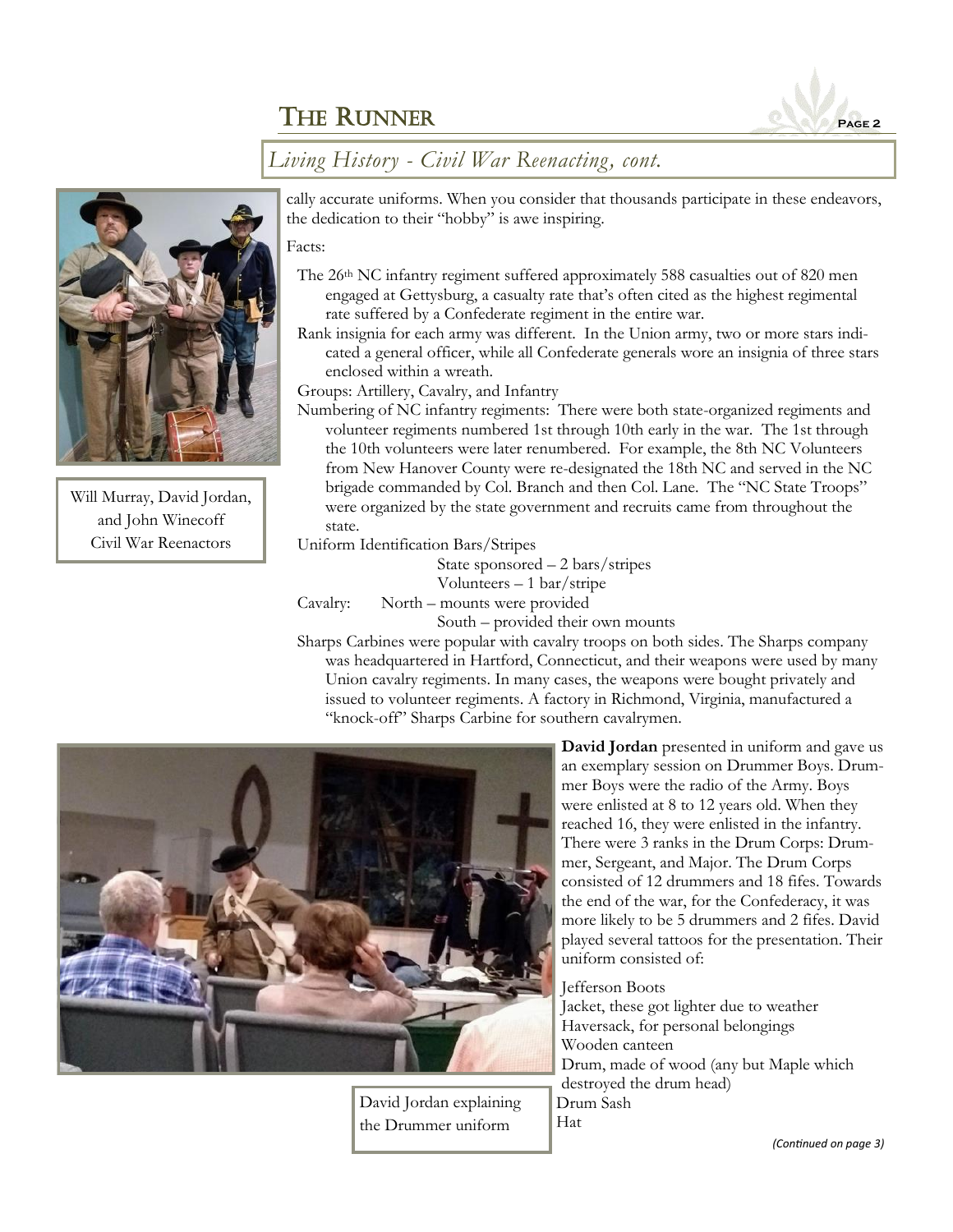## *Living History - Civil War Reenacting, cont.*

Will Murray, David Jordan, and John Winecoff Civil War Reenactors

cally accurate uniforms. When you consider that thousands participate in these endeavors, the dedication to their "hobby" is awe inspiring.

Facts:

The 26th NC infantry regiment suffered approximately 588 casualties out of 820 men engaged at Gettysburg, a casualty rate that's often cited as the highest regimental rate suffered by a Confederate regiment in the entire war.

Rank insignia for each army was different. In the Union army, two or more stars indicated a general officer, while all Confederate generals wore an insignia of three stars enclosed within a wreath.

Groups: Artillery, Cavalry, and Infantry

Numbering of NC infantry regiments: There were both state-organized regiments and volunteer regiments numbered 1st through 10th early in the war. The 1st through the 10th volunteers were later renumbered. For example, the 8th NC Volunteers from New Hanover County were re-designated the 18th NC and served in the NC brigade commanded by Col. Branch and then Col. Lane. The "NC State Troops" were organized by the state government and recruits came from throughout the state.

Uniform Identification Bars/Stripes
- State sponsored – 2 bars/stripes
- Volunteers – 1 bar/stripe

Cavalry:
- North – mounts were provided
- South – provided their own mounts

Sharps Carbines were popular with cavalry troops on both sides. The Sharps company was headquartered in Hartford, Connecticut, and their weapons were used by many Union cavalry regiments. In many cases, the weapons were bought privately and issued to volunteer regiments. A factory in Richmond, Virginia, manufactured a "knock-off" Sharps Carbine for southern cavalrymen.

**David Jordan** presented in uniform and gave us an exemplary session on Drummer Boys. Drummer Boys were the radio of the Army. Boys were enlisted at 8 to 12 years old. When they reached 16, they were enlisted in the infantry. There were 3 ranks in the Drum Corps: Drummer, Sergeant, and Major. The Drum Corps consisted of 12 drummers and 18 fifes. Towards the end of the war, for the Confederacy, it was more likely to be 5 drummers and 2 fifes. David played several tattoos for the presentation. Their uniform consisted of:

- Jefferson Boots
- Jacket, these got lighter due to weather
- Haversack, for personal belongings
- Wooden canteen
- Drum, made of wood (any but Maple which destroyed the drum head)
- Drum Sash
- Hat

David Jordan explaining the Drummer uniform

*(Continued on page 3)*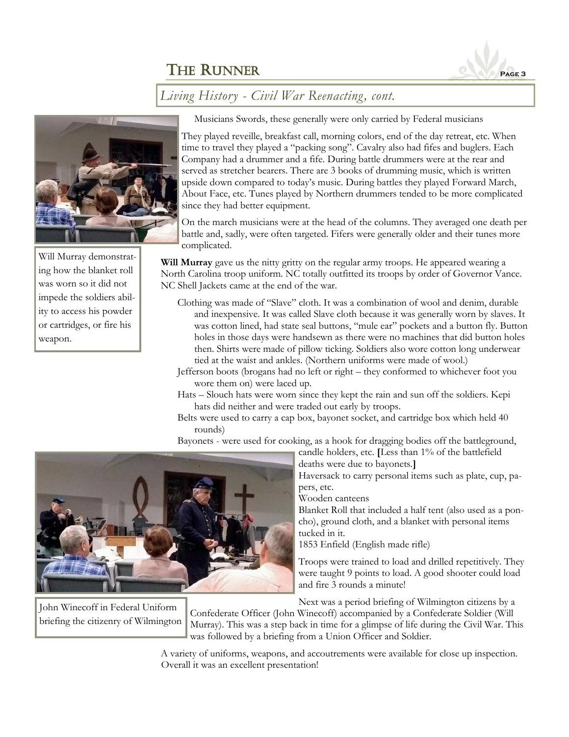## *Living History - Civil War Reenacting, cont.*

Musicians Swords, these generally were only carried by Federal musicians

They played reveille, breakfast call, morning colors, end of the day retreat, etc. When time to travel they played a "packing song". Cavalry also had fifes and buglers. Each Company had a drummer and a fife. During battle drummers were at the rear and served as stretcher bearers. There are 3 books of drumming music, which is written upside down compared to today's music. During battles they played Forward March, About Face, etc. Tunes played by Northern drummers tended to be more complicated since they had better equipment.

On the march musicians were at the head of the columns. They averaged one death per battle and, sadly, were often targeted. Fifers were generally older and their tunes more complicated.

Will Murray demonstrating how the blanket roll was worn so it did not impede the soldiers ability to access his powder or cartridges, or fire his weapon.

**Will Murray** gave us the nitty gritty on the regular army troops. He appeared wearing a North Carolina troop uniform. NC totally outfitted its troops by order of Governor Vance. NC Shell Jackets came at the end of the war.

- Clothing was made of "Slave" cloth. It was a combination of wool and denim, durable and inexpensive. It was called Slave cloth because it was generally worn by slaves. It was cotton lined, had state seal buttons, "mule ear" pockets and a button fly. Button holes in those days were handsewn as there were no machines that did button holes then. Shirts were made of pillow ticking. Soldiers also wore cotton long underwear tied at the waist and ankles. (Northern uniforms were made of wool.)
- Jefferson boots (brogans had no left or right – they conformed to whichever foot you wore them on) were laced up.
- Hats – Slouch hats were worn since they kept the rain and sun off the soldiers. Kepi hats did neither and were traded out early by troops.
- Belts were used to carry a cap box, bayonet socket, and cartridge box which held 40 rounds)
- Bayonets - were used for cooking, as a hook for dragging bodies off the battleground, candle holders, etc. **[**Less than 1% of the battlefield deaths were due to bayonets.**]**
- Haversack to carry personal items such as plate, cup, papers, etc.
- Wooden canteens
- Blanket Roll that included a half tent (also used as a poncho), ground cloth, and a blanket with personal items tucked in it.
- 1853 Enfield (English made rifle)

Troops were trained to load and drilled repetitively. They were taught 9 points to load. A good shooter could load and fire 3 rounds a minute!

John Winecoff in Federal Uniform briefing the citizenry of Wilmington

Next was a period briefing of Wilmington citizens by a Confederate Officer (John Winecoff) accompanied by a Confederate Soldier (Will Murray). This was a step back in time for a glimpse of life during the Civil War. This was followed by a briefing from a Union Officer and Soldier.

A variety of uniforms, weapons, and accoutrements were available for close up inspection. Overall it was an excellent presentation!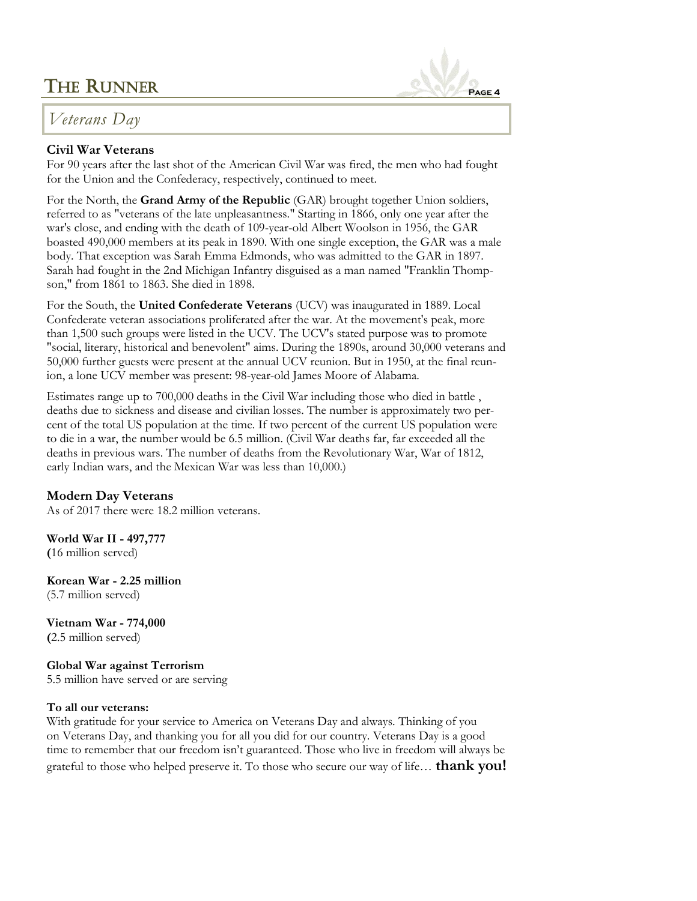## Veterans Day

**Civil War Veterans**

For 90 years after the last shot of the American Civil War was fired, the men who had fought for the Union and the Confederacy, respectively, continued to meet.

For the North, the **Grand Army of the Republic** (GAR) brought together Union soldiers, referred to as "veterans of the late unpleasantness." Starting in 1866, only one year after the war's close, and ending with the death of 109-year-old Albert Woolson in 1956, the GAR boasted 490,000 members at its peak in 1890. With one single exception, the GAR was a male body. That exception was Sarah Emma Edmonds, who was admitted to the GAR in 1897. Sarah had fought in the 2nd Michigan Infantry disguised as a man named "Franklin Thompson," from 1861 to 1863. She died in 1898.

For the South, the **United Confederate Veterans** (UCV) was inaugurated in 1889. Local Confederate veteran associations proliferated after the war. At the movement's peak, more than 1,500 such groups were listed in the UCV. The UCV's stated purpose was to promote "social, literary, historical and benevolent" aims. During the 1890s, around 30,000 veterans and 50,000 further guests were present at the annual UCV reunion. But in 1950, at the final reunion, a lone UCV member was present: 98-year-old James Moore of Alabama.

Estimates range up to 700,000 deaths in the Civil War including those who died in battle , deaths due to sickness and disease and civilian losses. The number is approximately two percent of the total US population at the time. If two percent of the current US population were to die in a war, the number would be 6.5 million. (Civil War deaths far, far exceeded all the deaths in previous wars. The number of deaths from the Revolutionary War, War of 1812, early Indian wars, and the Mexican War was less than 10,000.)

**Modern Day Veterans**

As of 2017 there were 18.2 million veterans.

**World War II - 497,777**
(16 million served)

**Korean War - 2.25 million**
(5.7 million served)

**Vietnam War - 774,000**
(2.5 million served)

**Global War against Terrorism**
5.5 million have served or are serving

**To all our veterans:**

With gratitude for your service to America on Veterans Day and always. Thinking of you on Veterans Day, and thanking you for all you did for our country. Veterans Day is a good time to remember that our freedom isn't guaranteed. Those who live in freedom will always be grateful to those who helped preserve it. To those who secure our way of life… **thank you!**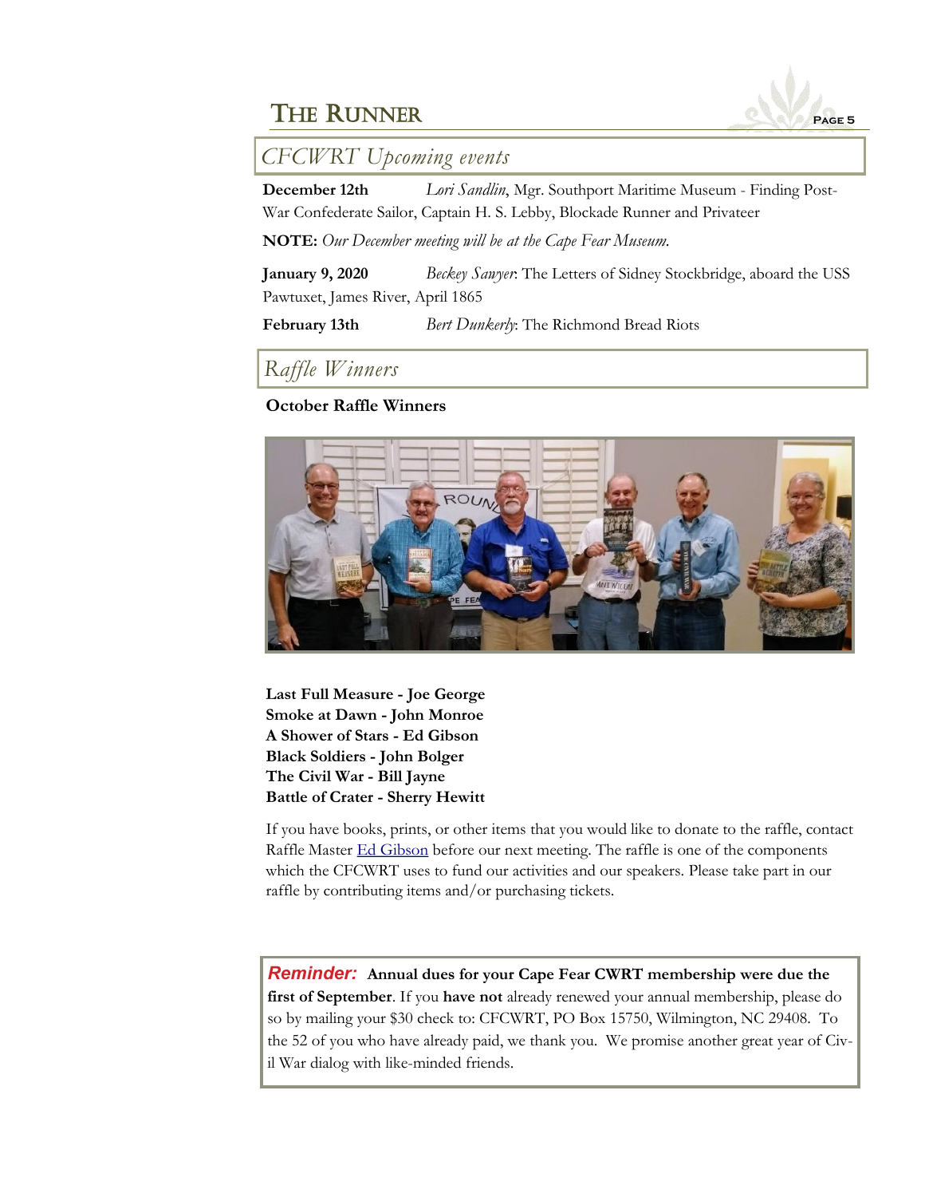## *CFCWRT Upcoming events*

**December 12th** *Lori Sandlin*, Mgr. Southport Maritime Museum - Finding Post-War Confederate Sailor, Captain H. S. Lebby, Blockade Runner and Privateer

**NOTE:** *Our December meeting will be at the Cape Fear Museum.*

**January 9, 2020** *Beckey Sawyer*: The Letters of Sidney Stockbridge, aboard the USS Pawtuxet, James River, April 1865

**February 13th** *Bert Dunkerly*: The Richmond Bread Riots

## *Raffle Winners*

**October Raffle Winners**

**Last Full Measure - Joe George**
**Smoke at Dawn - John Monroe**
**A Shower of Stars - Ed Gibson**
**Black Soldiers - John Bolger**
**The Civil War - Bill Jayne**
**Battle of Crater - Sherry Hewitt**

If you have books, prints, or other items that you would like to donate to the raffle, contact Raffle Master Ed Gibson before our next meeting. The raffle is one of the components which the CFCWRT uses to fund our activities and our speakers. Please take part in our raffle by contributing items and/or purchasing tickets.

***Reminder:*** **Annual dues for your Cape Fear CWRT membership were due the first of September**. If you **have not** already renewed your annual membership, please do so by mailing your $30 check to: CFCWRT, PO Box 15750, Wilmington, NC 29408. To the 52 of you who have already paid, we thank you. We promise another great year of Civil War dialog with like-minded friends.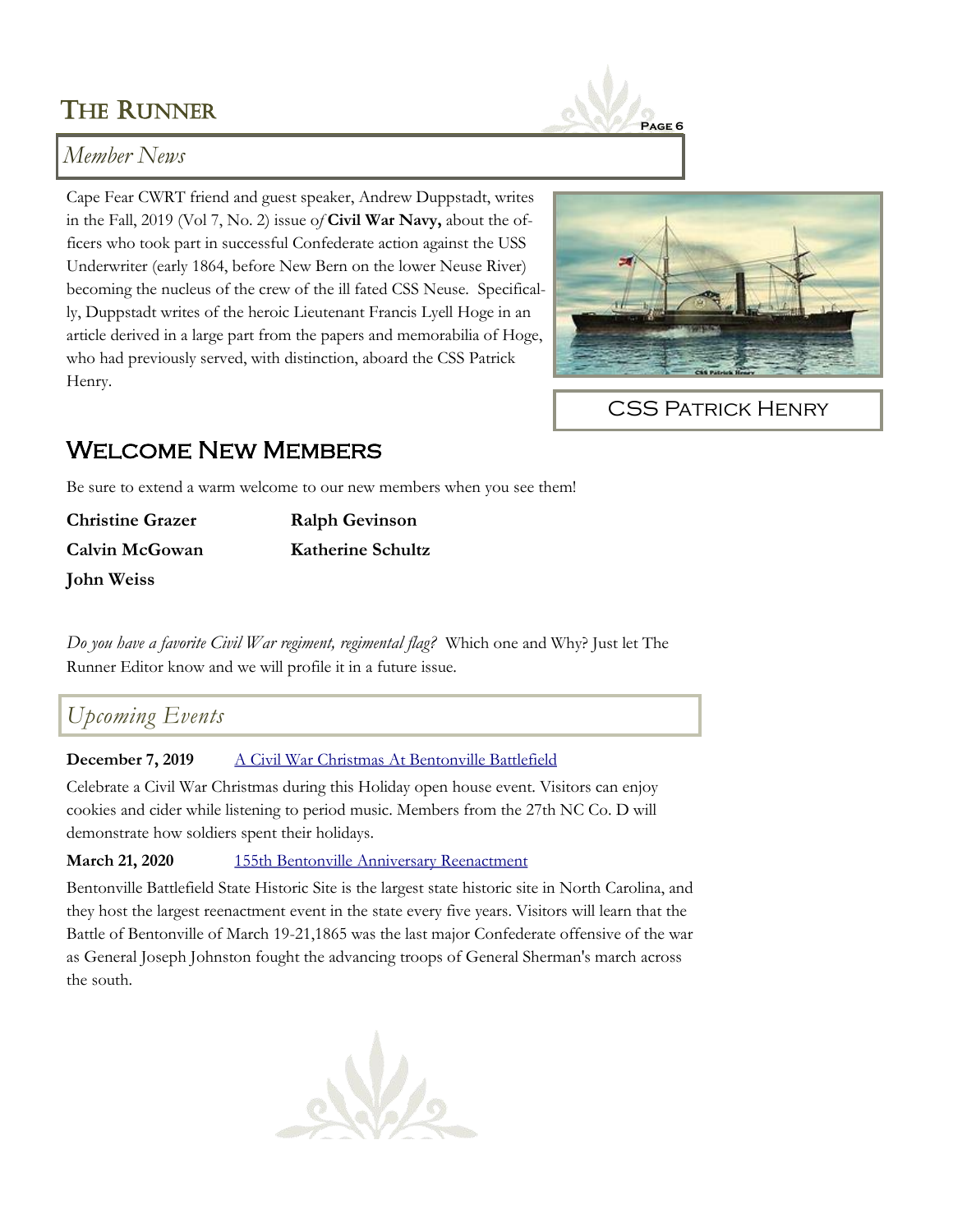## Member News

Cape Fear CWRT friend and guest speaker, Andrew Duppstadt, writes in the Fall, 2019 (Vol 7, No. 2) issue *of* **Civil War Navy,** about the officers who took part in successful Confederate action against the USS Underwriter (early 1864, before New Bern on the lower Neuse River) becoming the nucleus of the crew of the ill fated CSS Neuse. Specifically, Duppstadt writes of the heroic Lieutenant Francis Lyell Hoge in an article derived in a large part from the papers and memorabilia of Hoge, who had previously served, with distinction, aboard the CSS Patrick Henry.

CSS Patrick Henry

# Welcome New Members

Be sure to extend a warm welcome to our new members when you see them!

**Christine Grazer**

**Ralph Gevinson**

**Calvin McGowan**

**Katherine Schultz**

**John Weiss**

*Do you have a favorite Civil War regiment, regimental flag?* Which one and Why? Just let The Runner Editor know and we will profile it in a future issue.

## Upcoming Events

**December 7, 2019** [A Civil War Christmas At Bentonville Battlefield]

Celebrate a Civil War Christmas during this Holiday open house event. Visitors can enjoy cookies and cider while listening to period music. Members from the 27th NC Co. D will demonstrate how soldiers spent their holidays.

**March 21, 2020** [155th Bentonville Anniversary Reenactment]

Bentonville Battlefield State Historic Site is the largest state historic site in North Carolina, and they host the largest reenactment event in the state every five years. Visitors will learn that the Battle of Bentonville of March 19-21,1865 was the last major Confederate offensive of the war as General Joseph Johnston fought the advancing troops of General Sherman's march across the south.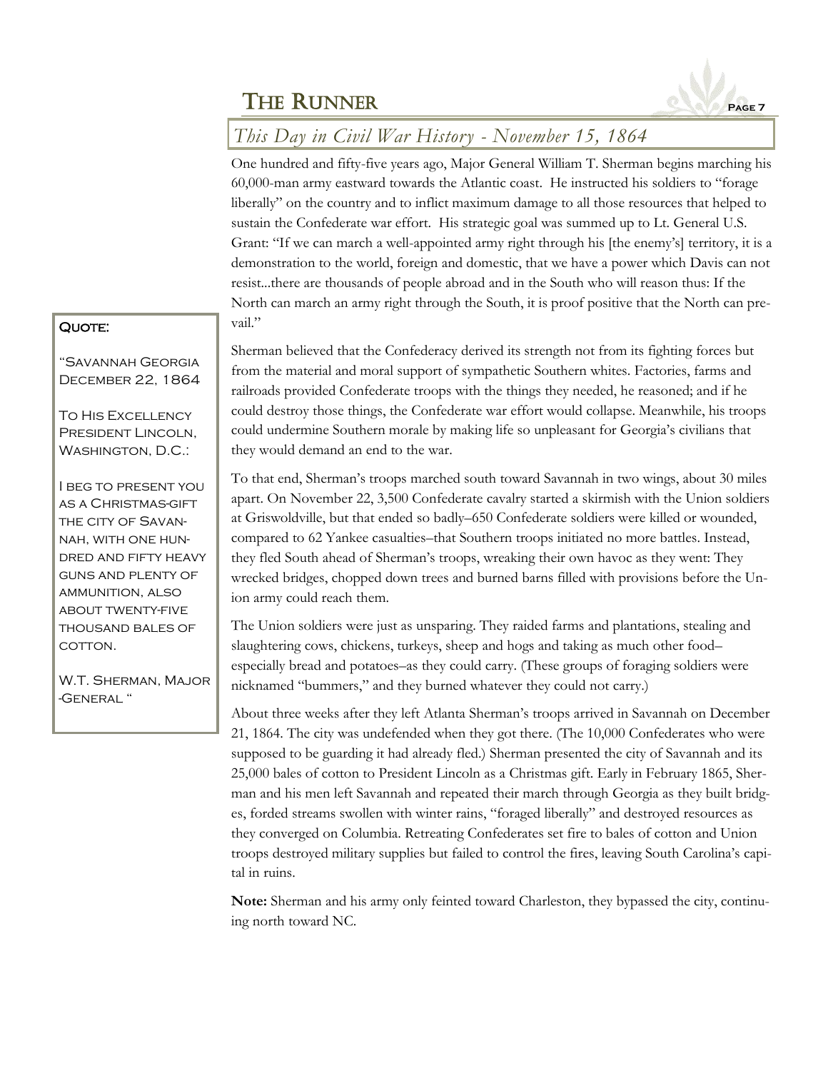## This Day in Civil War History - November 15, 1864

One hundred and fifty-five years ago, Major General William T. Sherman begins marching his 60,000-man army eastward towards the Atlantic coast. He instructed his soldiers to "forage liberally" on the country and to inflict maximum damage to all those resources that helped to sustain the Confederate war effort. His strategic goal was summed up to Lt. General U.S. Grant: "If we can march a well-appointed army right through his [the enemy's] territory, it is a demonstration to the world, foreign and domestic, that we have a power which Davis can not resist...there are thousands of people abroad and in the South who will reason thus: If the North can march an army right through the South, it is proof positive that the North can prevail."

Sherman believed that the Confederacy derived its strength not from its fighting forces but from the material and moral support of sympathetic Southern whites. Factories, farms and railroads provided Confederate troops with the things they needed, he reasoned; and if he could destroy those things, the Confederate war effort would collapse. Meanwhile, his troops could undermine Southern morale by making life so unpleasant for Georgia's civilians that they would demand an end to the war.

To that end, Sherman's troops marched south toward Savannah in two wings, about 30 miles apart. On November 22, 3,500 Confederate cavalry started a skirmish with the Union soldiers at Griswoldville, but that ended so badly–650 Confederate soldiers were killed or wounded, compared to 62 Yankee casualties–that Southern troops initiated no more battles. Instead, they fled South ahead of Sherman's troops, wreaking their own havoc as they went: They wrecked bridges, chopped down trees and burned barns filled with provisions before the Union army could reach them.

The Union soldiers were just as unsparing. They raided farms and plantations, stealing and slaughtering cows, chickens, turkeys, sheep and hogs and taking as much other food–especially bread and potatoes–as they could carry. (These groups of foraging soldiers were nicknamed "bummers," and they burned whatever they could not carry.)

About three weeks after they left Atlanta Sherman's troops arrived in Savannah on December 21, 1864. The city was undefended when they got there. (The 10,000 Confederates who were supposed to be guarding it had already fled.) Sherman presented the city of Savannah and its 25,000 bales of cotton to President Lincoln as a Christmas gift. Early in February 1865, Sherman and his men left Savannah and repeated their march through Georgia as they built bridges, forded streams swollen with winter rains, "foraged liberally" and destroyed resources as they converged on Columbia. Retreating Confederates set fire to bales of cotton and Union troops destroyed military supplies but failed to control the fires, leaving South Carolina's capital in ruins.

**Note:** Sherman and his army only feinted toward Charleston, they bypassed the city, continuing north toward NC.

**Quote:**

"Savannah Georgia December 22, 1864

To His Excellency President Lincoln, Washington, D.C.:

I beg to present you as a Christmas-gift the city of Savannah, with one hundred and fifty heavy guns and plenty of ammunition, also about twenty-five thousand bales of cotton.

W.T. Sherman, Major-General "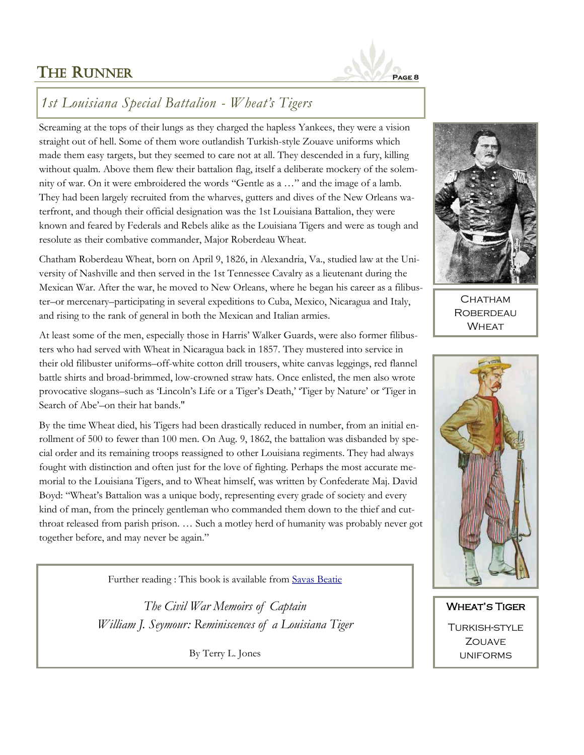## 1st Louisiana Special Battalion - Wheat's Tigers

Screaming at the tops of their lungs as they charged the hapless Yankees, they were a vision straight out of hell. Some of them wore outlandish Turkish-style Zouave uniforms which made them easy targets, but they seemed to care not at all. They descended in a fury, killing without qualm. Above them flew their battalion flag, itself a deliberate mockery of the solemnity of war. On it were embroidered the words "Gentle as a …" and the image of a lamb. They had been largely recruited from the wharves, gutters and dives of the New Orleans waterfront, and though their official designation was the 1st Louisiana Battalion, they were known and feared by Federals and Rebels alike as the Louisiana Tigers and were as tough and resolute as their combative commander, Major Roberdeau Wheat.

Chatham Roberdeau Wheat, born on April 9, 1826, in Alexandria, Va., studied law at the University of Nashville and then served in the 1st Tennessee Cavalry as a lieutenant during the Mexican War. After the war, he moved to New Orleans, where he began his career as a filibuster–or mercenary–participating in several expeditions to Cuba, Mexico, Nicaragua and Italy, and rising to the rank of general in both the Mexican and Italian armies.

At least some of the men, especially those in Harris' Walker Guards, were also former filibusters who had served with Wheat in Nicaragua back in 1857. They mustered into service in their old filibuster uniforms–off-white cotton drill trousers, white canvas leggings, red flannel battle shirts and broad-brimmed, low-crowned straw hats. Once enlisted, the men also wrote provocative slogans–such as 'Lincoln's Life or a Tiger's Death,' 'Tiger by Nature' or 'Tiger in Search of Abe'–on their hat bands."

By the time Wheat died, his Tigers had been drastically reduced in number, from an initial enrollment of 500 to fewer than 100 men. On Aug. 9, 1862, the battalion was disbanded by special order and its remaining troops reassigned to other Louisiana regiments. They had always fought with distinction and often just for the love of fighting. Perhaps the most accurate memorial to the Louisiana Tigers, and to Wheat himself, was written by Confederate Maj. David Boyd: "Wheat's Battalion was a unique body, representing every grade of society and every kind of man, from the princely gentleman who commanded them down to the thief and cutthroat released from parish prison. … Such a motley herd of humanity was probably never got together before, and may never be again."

Further reading : This book is available from Savas Beatie

*The Civil War Memoirs of Captain William J. Seymour: Reminiscences of a Louisiana Tiger*

By Terry L. Jones

Chatham Roberdeau Wheat

**Wheat's Tiger**

Turkish-style Zouave uniforms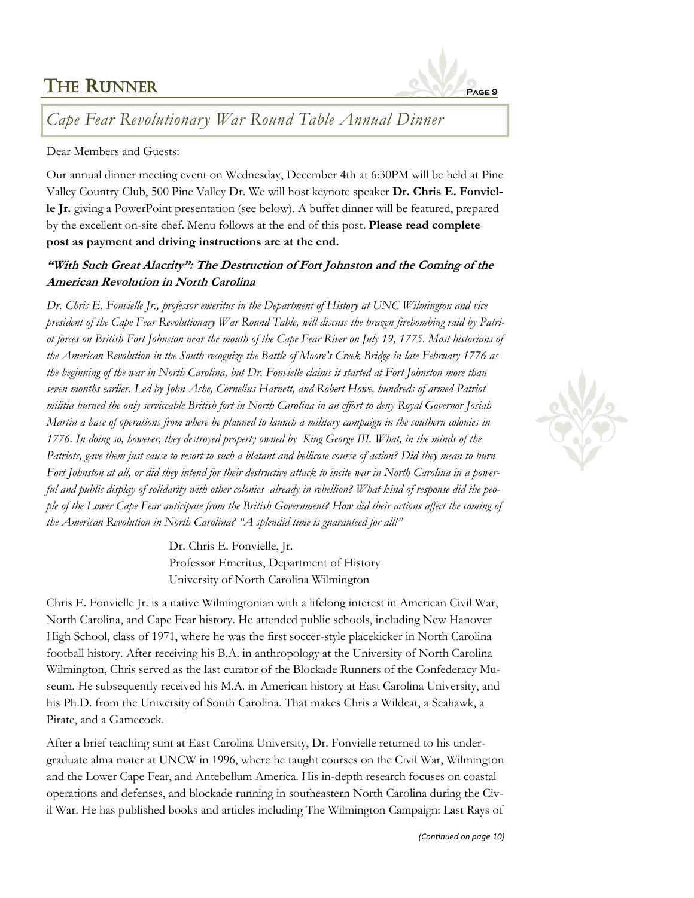## *Cape Fear Revolutionary War Round Table Annual Dinner*

Dear Members and Guests:

Our annual dinner meeting event on Wednesday, December 4th at 6:30PM will be held at Pine Valley Country Club, 500 Pine Valley Dr. We will host keynote speaker **Dr. Chris E. Fonvielle Jr.** giving a PowerPoint presentation (see below). A buffet dinner will be featured, prepared by the excellent on-site chef. Menu follows at the end of this post. **Please read complete post as payment and driving instructions are at the end.**

### *"With Such Great Alacrity": The Destruction of Fort Johnston and the Coming of the American Revolution in North Carolina*

*Dr. Chris E. Fonvielle Jr., professor emeritus in the Department of History at UNC Wilmington and vice president of the Cape Fear Revolutionary War Round Table, will discuss the brazen firebombing raid by Patriot forces on British Fort Johnston near the mouth of the Cape Fear River on July 19, 1775. Most historians of the American Revolution in the South recognize the Battle of Moore's Creek Bridge in late February 1776 as the beginning of the war in North Carolina, but Dr. Fonvielle claims it started at Fort Johnston more than seven months earlier. Led by John Ashe, Cornelius Harnett, and Robert Howe, hundreds of armed Patriot militia burned the only serviceable British fort in North Carolina in an effort to deny Royal Governor Josiah Martin a base of operations from where he planned to launch a military campaign in the southern colonies in 1776. In doing so, however, they destroyed property owned by King George III. What, in the minds of the Patriots, gave them just cause to resort to such a blatant and bellicose course of action? Did they mean to burn Fort Johnston at all, or did they intend for their destructive attack to incite war in North Carolina in a powerful and public display of solidarity with other colonies already in rebellion? What kind of response did the people of the Lower Cape Fear anticipate from the British Government? How did their actions affect the coming of the American Revolution in North Carolina? "A splendid time is guaranteed for all!"*

Dr. Chris E. Fonvielle, Jr.
Professor Emeritus, Department of History
University of North Carolina Wilmington

Chris E. Fonvielle Jr. is a native Wilmingtonian with a lifelong interest in American Civil War, North Carolina, and Cape Fear history. He attended public schools, including New Hanover High School, class of 1971, where he was the first soccer-style placekicker in North Carolina football history. After receiving his B.A. in anthropology at the University of North Carolina Wilmington, Chris served as the last curator of the Blockade Runners of the Confederacy Museum. He subsequently received his M.A. in American history at East Carolina University, and his Ph.D. from the University of South Carolina. That makes Chris a Wildcat, a Seahawk, a Pirate, and a Gamecock.

After a brief teaching stint at East Carolina University, Dr. Fonvielle returned to his undergraduate alma mater at UNCW in 1996, where he taught courses on the Civil War, Wilmington and the Lower Cape Fear, and Antebellum America. His in-depth research focuses on coastal operations and defenses, and blockade running in southeastern North Carolina during the Civil War. He has published books and articles including The Wilmington Campaign: Last Rays of

*(Continued on page 10)*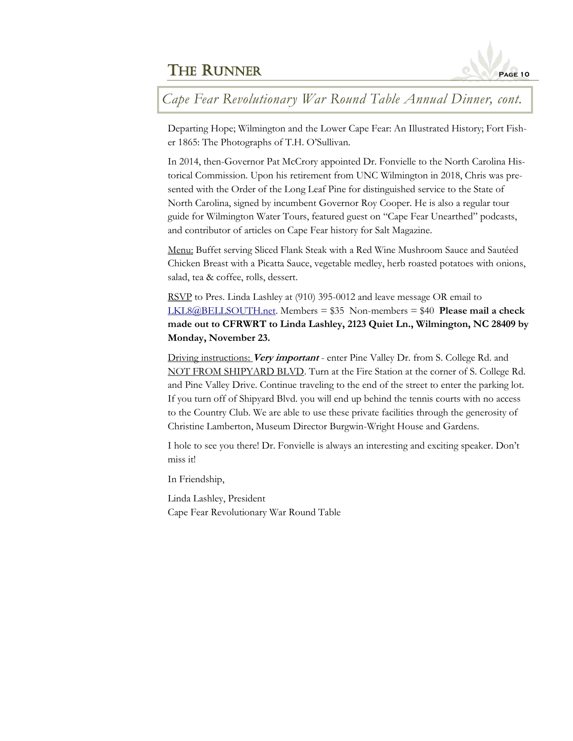## *Cape Fear Revolutionary War Round Table Annual Dinner, cont.*

Departing Hope; Wilmington and the Lower Cape Fear: An Illustrated History; Fort Fisher 1865: The Photographs of T.H. O'Sullivan.

In 2014, then-Governor Pat McCrory appointed Dr. Fonvielle to the North Carolina Historical Commission. Upon his retirement from UNC Wilmington in 2018, Chris was presented with the Order of the Long Leaf Pine for distinguished service to the State of North Carolina, signed by incumbent Governor Roy Cooper. He is also a regular tour guide for Wilmington Water Tours, featured guest on "Cape Fear Unearthed" podcasts, and contributor of articles on Cape Fear history for Salt Magazine.

Menu: Buffet serving Sliced Flank Steak with a Red Wine Mushroom Sauce and Sautéed Chicken Breast with a Picatta Sauce, vegetable medley, herb roasted potatoes with onions, salad, tea & coffee, rolls, dessert.

RSVP to Pres. Linda Lashley at (910) 395-0012 and leave message OR email to LKL8@BELLSOUTH.net. Members = $35  Non-members = $40  **Please mail a check made out to CFRWRT to Linda Lashley, 2123 Quiet Ln., Wilmington, NC 28409 by Monday, November 23.**

Driving instructions: ***Very important*** - enter Pine Valley Dr. from S. College Rd. and NOT FROM SHIPYARD BLVD. Turn at the Fire Station at the corner of S. College Rd. and Pine Valley Drive. Continue traveling to the end of the street to enter the parking lot. If you turn off of Shipyard Blvd. you will end up behind the tennis courts with no access to the Country Club. We are able to use these private facilities through the generosity of Christine Lamberton, Museum Director Burgwin-Wright House and Gardens.

I hole to see you there! Dr. Fonvielle is always an interesting and exciting speaker. Don't miss it!

In Friendship,

Linda Lashley, President
Cape Fear Revolutionary War Round Table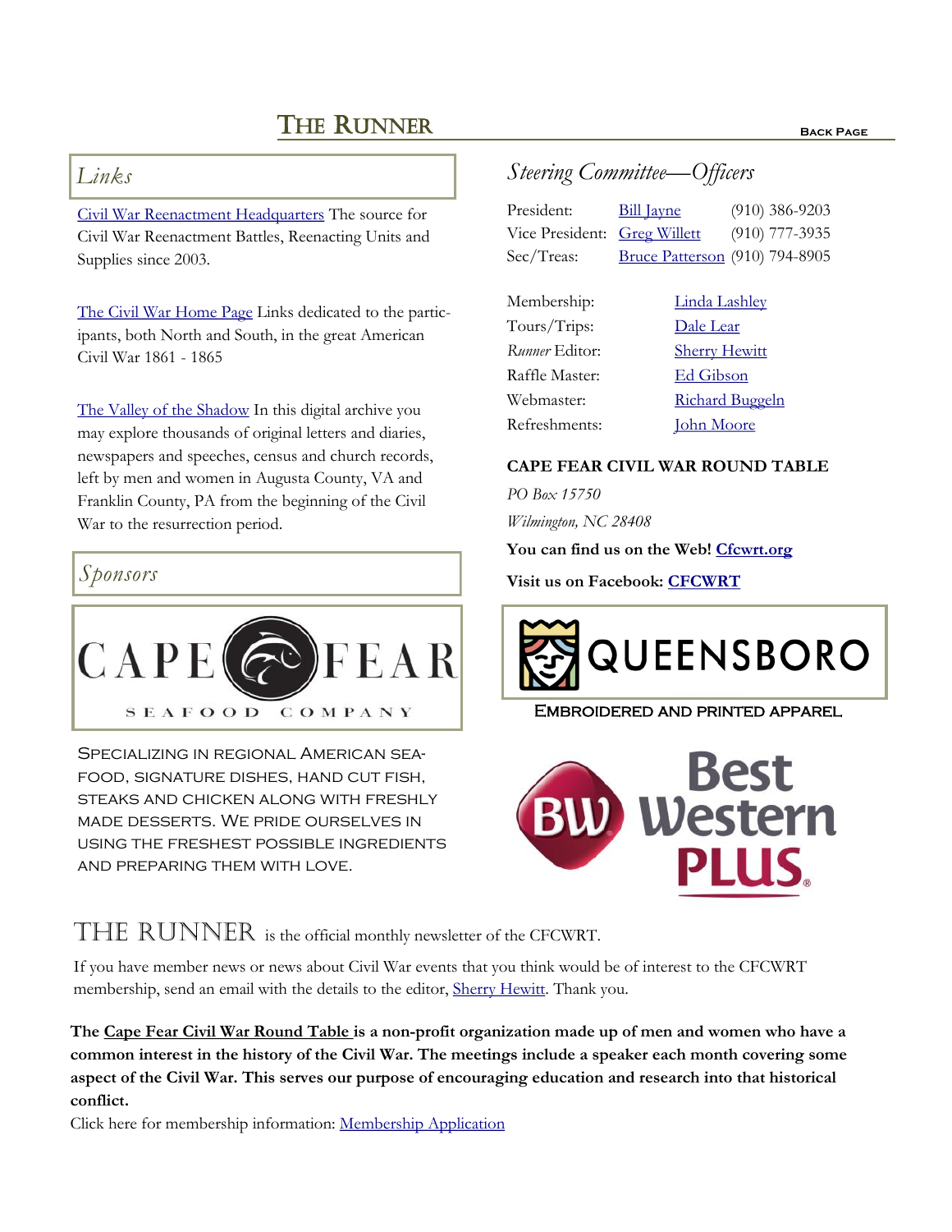## Links

Civil War Reenactment Headquarters The source for Civil War Reenactment Battles, Reenacting Units and Supplies since 2003.

The Civil War Home Page Links dedicated to the participants, both North and South, in the great American Civil War 1861 - 1865

The Valley of the Shadow In this digital archive you may explore thousands of original letters and diaries, newspapers and speeches, census and church records, left by men and women in Augusta County, VA and Franklin County, PA from the beginning of the Civil War to the resurrection period.

## Sponsors

CAPE FEAR SEAFOOD COMPANY

Specializing in regional American seafood, signature dishes, hand cut fish, steaks and chicken along with freshly made desserts. We pride ourselves in using the freshest possible ingredients and preparing them with love.

QUEENSBORO

Embroidered and printed apparel

Best Western PLUS

## Steering Committee—Officers

| | | |
|---|---|---|
| President: | Bill Jayne | (910) 386-9203 |
| Vice President: | Greg Willett | (910) 777-3935 |
| Sec/Treas: | Bruce Patterson | (910) 794-8905 |

| | |
|---|---|
| Membership: | Linda Lashley |
| Tours/Trips: | Dale Lear |
| *Runner* Editor: | Sherry Hewitt |
| Raffle Master: | Ed Gibson |
| Webmaster: | Richard Buggeln |
| Refreshments: | John Moore |

**CAPE FEAR CIVIL WAR ROUND TABLE**

*PO Box 15750*

*Wilmington, NC 28408*

**You can find us on the Web! Cfcwrt.org**

**Visit us on Facebook: CFCWRT**

THE RUNNER is the official monthly newsletter of the CFCWRT.

If you have member news or news about Civil War events that you think would be of interest to the CFCWRT membership, send an email with the details to the editor, Sherry Hewitt. Thank you.

**The Cape Fear Civil War Round Table is a non-profit organization made up of men and women who have a common interest in the history of the Civil War. The meetings include a speaker each month covering some aspect of the Civil War. This serves our purpose of encouraging education and research into that historical conflict.**

Click here for membership information: Membership Application